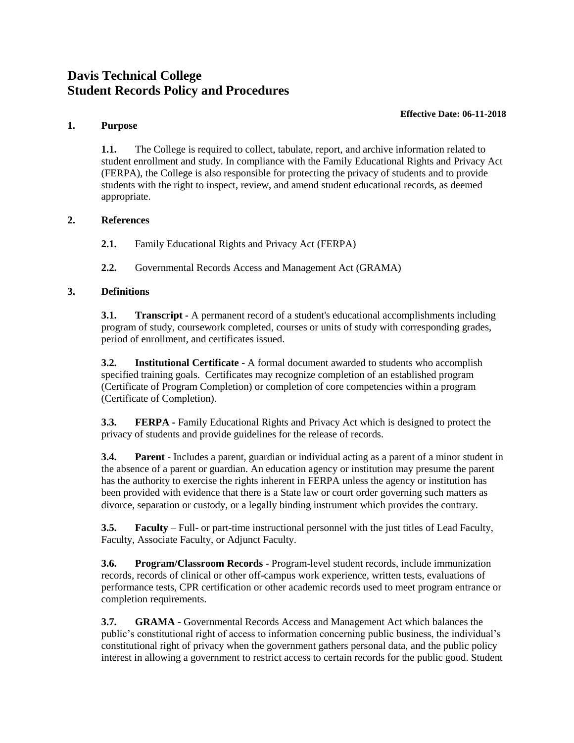# Davis Technical College
# Student Records Policy and Procedures

**Effective Date: 06-11-2018**

## 1. Purpose

**1.1.** The College is required to collect, tabulate, report, and archive information related to student enrollment and study. In compliance with the Family Educational Rights and Privacy Act (FERPA), the College is also responsible for protecting the privacy of students and to provide students with the right to inspect, review, and amend student educational records, as deemed appropriate.

## 2. References

**2.1.** Family Educational Rights and Privacy Act (FERPA)

**2.2.** Governmental Records Access and Management Act (GRAMA)

## 3. Definitions

**3.1. Transcript -** A permanent record of a student's educational accomplishments including program of study, coursework completed, courses or units of study with corresponding grades, period of enrollment, and certificates issued.

**3.2. Institutional Certificate -** A formal document awarded to students who accomplish specified training goals. Certificates may recognize completion of an established program (Certificate of Program Completion) or completion of core competencies within a program (Certificate of Completion).

**3.3. FERPA -** Family Educational Rights and Privacy Act which is designed to protect the privacy of students and provide guidelines for the release of records.

**3.4. Parent** - Includes a parent, guardian or individual acting as a parent of a minor student in the absence of a parent or guardian. An education agency or institution may presume the parent has the authority to exercise the rights inherent in FERPA unless the agency or institution has been provided with evidence that there is a State law or court order governing such matters as divorce, separation or custody, or a legally binding instrument which provides the contrary.

**3.5. Faculty** – Full- or part-time instructional personnel with the just titles of Lead Faculty, Faculty, Associate Faculty, or Adjunct Faculty.

**3.6. Program/Classroom Records** - Program-level student records, include immunization records, records of clinical or other off-campus work experience, written tests, evaluations of performance tests, CPR certification or other academic records used to meet program entrance or completion requirements.

**3.7. GRAMA -** Governmental Records Access and Management Act which balances the public's constitutional right of access to information concerning public business, the individual's constitutional right of privacy when the government gathers personal data, and the public policy interest in allowing a government to restrict access to certain records for the public good. Student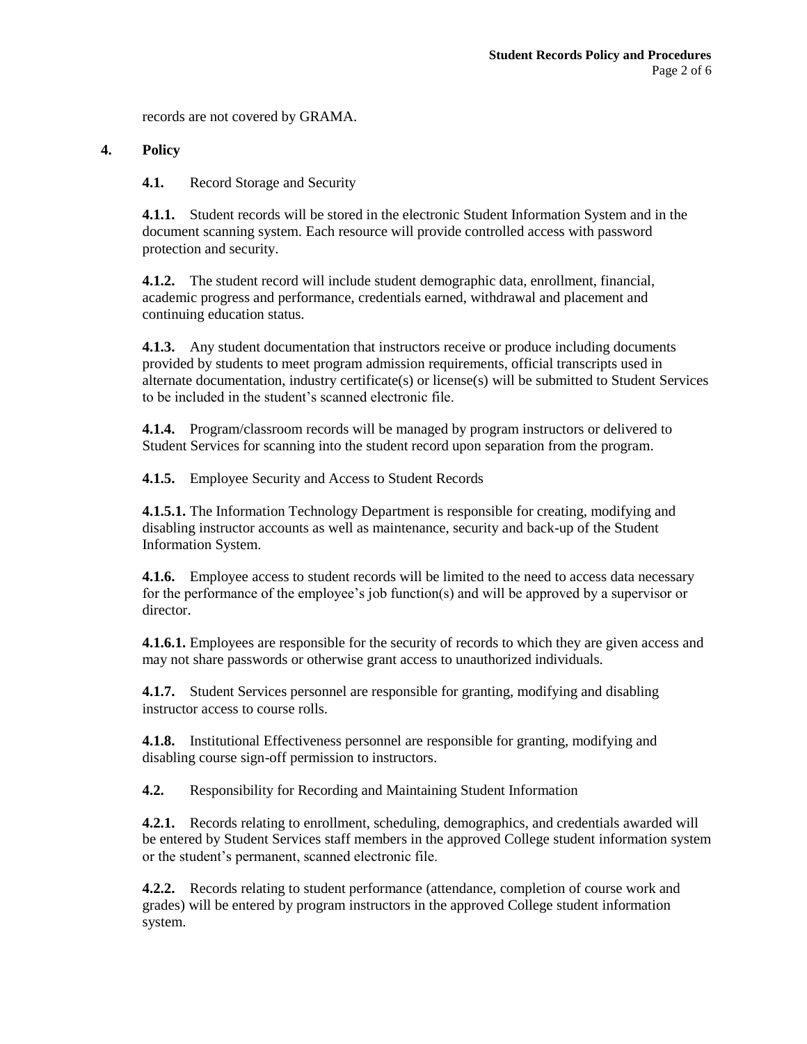records are not covered by GRAMA.

## 4. Policy

**4.1.** Record Storage and Security

**4.1.1.** Student records will be stored in the electronic Student Information System and in the document scanning system. Each resource will provide controlled access with password protection and security.

**4.1.2.** The student record will include student demographic data, enrollment, financial, academic progress and performance, credentials earned, withdrawal and placement and continuing education status.

**4.1.3.** Any student documentation that instructors receive or produce including documents provided by students to meet program admission requirements, official transcripts used in alternate documentation, industry certificate(s) or license(s) will be submitted to Student Services to be included in the student's scanned electronic file.

**4.1.4.** Program/classroom records will be managed by program instructors or delivered to Student Services for scanning into the student record upon separation from the program.

**4.1.5.** Employee Security and Access to Student Records

**4.1.5.1.** The Information Technology Department is responsible for creating, modifying and disabling instructor accounts as well as maintenance, security and back-up of the Student Information System.

**4.1.6.** Employee access to student records will be limited to the need to access data necessary for the performance of the employee's job function(s) and will be approved by a supervisor or director.

**4.1.6.1.** Employees are responsible for the security of records to which they are given access and may not share passwords or otherwise grant access to unauthorized individuals.

**4.1.7.** Student Services personnel are responsible for granting, modifying and disabling instructor access to course rolls.

**4.1.8.** Institutional Effectiveness personnel are responsible for granting, modifying and disabling course sign-off permission to instructors.

**4.2.** Responsibility for Recording and Maintaining Student Information

**4.2.1.** Records relating to enrollment, scheduling, demographics, and credentials awarded will be entered by Student Services staff members in the approved College student information system or the student's permanent, scanned electronic file.

**4.2.2.** Records relating to student performance (attendance, completion of course work and grades) will be entered by program instructors in the approved College student information system.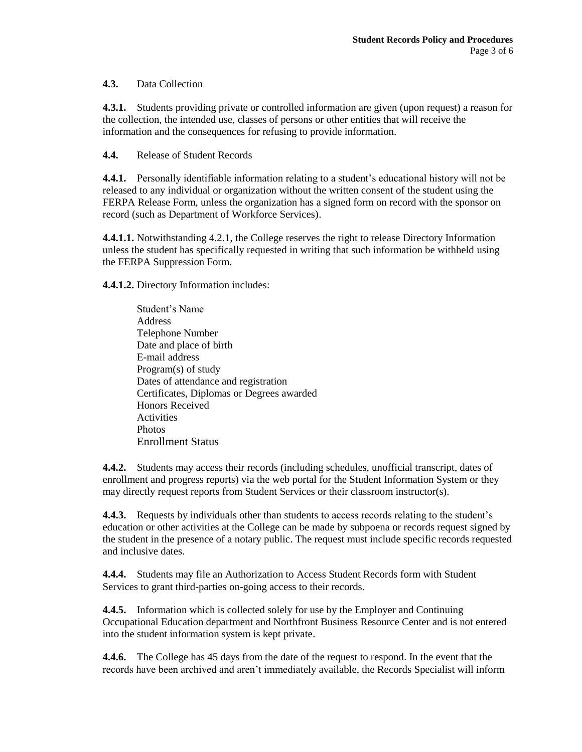**4.3.** Data Collection

**4.3.1.** Students providing private or controlled information are given (upon request) a reason for the collection, the intended use, classes of persons or other entities that will receive the information and the consequences for refusing to provide information.

**4.4.** Release of Student Records

**4.4.1.** Personally identifiable information relating to a student's educational history will not be released to any individual or organization without the written consent of the student using the FERPA Release Form, unless the organization has a signed form on record with the sponsor on record (such as Department of Workforce Services).

**4.4.1.1.** Notwithstanding 4.2.1, the College reserves the right to release Directory Information unless the student has specifically requested in writing that such information be withheld using the FERPA Suppression Form.

**4.4.1.2.** Directory Information includes:

- Student's Name
- Address
- Telephone Number
- Date and place of birth
- E-mail address
- Program(s) of study
- Dates of attendance and registration
- Certificates, Diplomas or Degrees awarded
- Honors Received
- Activities
- Photos
- Enrollment Status

**4.4.2.** Students may access their records (including schedules, unofficial transcript, dates of enrollment and progress reports) via the web portal for the Student Information System or they may directly request reports from Student Services or their classroom instructor(s).

**4.4.3.** Requests by individuals other than students to access records relating to the student's education or other activities at the College can be made by subpoena or records request signed by the student in the presence of a notary public. The request must include specific records requested and inclusive dates.

**4.4.4.** Students may file an Authorization to Access Student Records form with Student Services to grant third-parties on-going access to their records.

**4.4.5.** Information which is collected solely for use by the Employer and Continuing Occupational Education department and Northfront Business Resource Center and is not entered into the student information system is kept private.

**4.4.6.** The College has 45 days from the date of the request to respond. In the event that the records have been archived and aren't immediately available, the Records Specialist will inform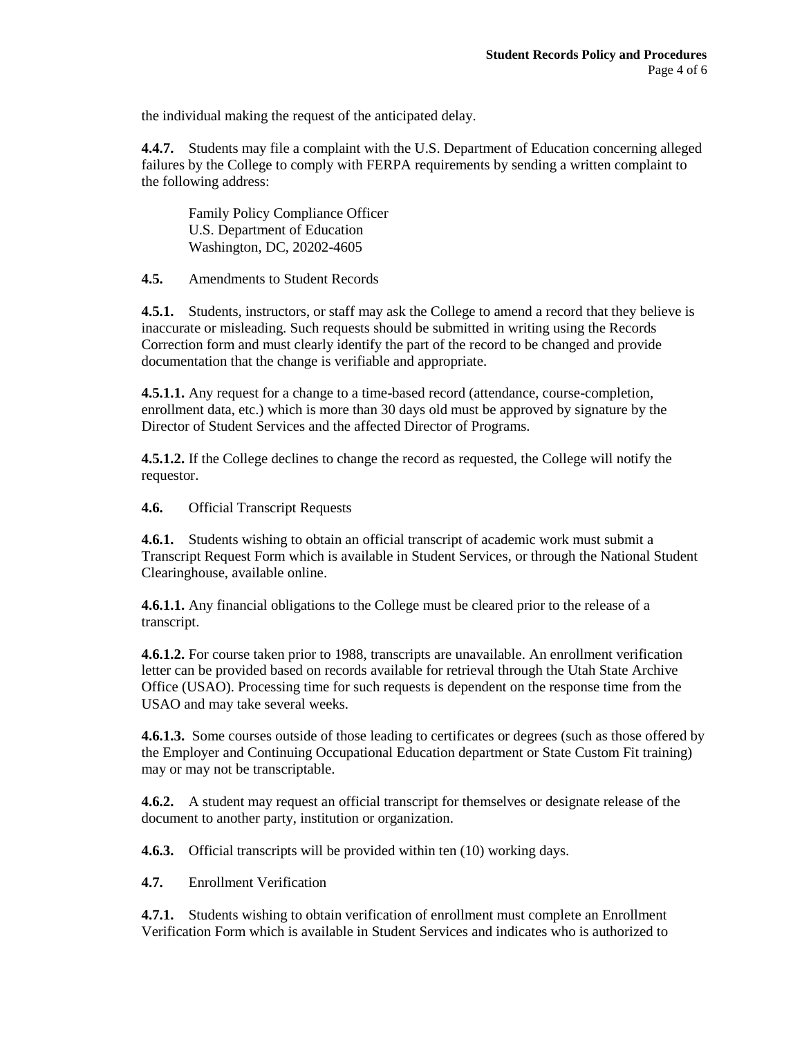the individual making the request of the anticipated delay.

**4.4.7.** Students may file a complaint with the U.S. Department of Education concerning alleged failures by the College to comply with FERPA requirements by sending a written complaint to the following address:

Family Policy Compliance Officer  
U.S. Department of Education  
Washington, DC, 20202-4605

**4.5.** Amendments to Student Records

**4.5.1.** Students, instructors, or staff may ask the College to amend a record that they believe is inaccurate or misleading. Such requests should be submitted in writing using the Records Correction form and must clearly identify the part of the record to be changed and provide documentation that the change is verifiable and appropriate.

**4.5.1.1.** Any request for a change to a time-based record (attendance, course-completion, enrollment data, etc.) which is more than 30 days old must be approved by signature by the Director of Student Services and the affected Director of Programs.

**4.5.1.2.** If the College declines to change the record as requested, the College will notify the requestor.

**4.6.** Official Transcript Requests

**4.6.1.** Students wishing to obtain an official transcript of academic work must submit a Transcript Request Form which is available in Student Services, or through the National Student Clearinghouse, available online.

**4.6.1.1.** Any financial obligations to the College must be cleared prior to the release of a transcript.

**4.6.1.2.** For course taken prior to 1988, transcripts are unavailable. An enrollment verification letter can be provided based on records available for retrieval through the Utah State Archive Office (USAO). Processing time for such requests is dependent on the response time from the USAO and may take several weeks.

**4.6.1.3.** Some courses outside of those leading to certificates or degrees (such as those offered by the Employer and Continuing Occupational Education department or State Custom Fit training) may or may not be transcriptable.

**4.6.2.** A student may request an official transcript for themselves or designate release of the document to another party, institution or organization.

**4.6.3.** Official transcripts will be provided within ten (10) working days.

**4.7.** Enrollment Verification

**4.7.1.** Students wishing to obtain verification of enrollment must complete an Enrollment Verification Form which is available in Student Services and indicates who is authorized to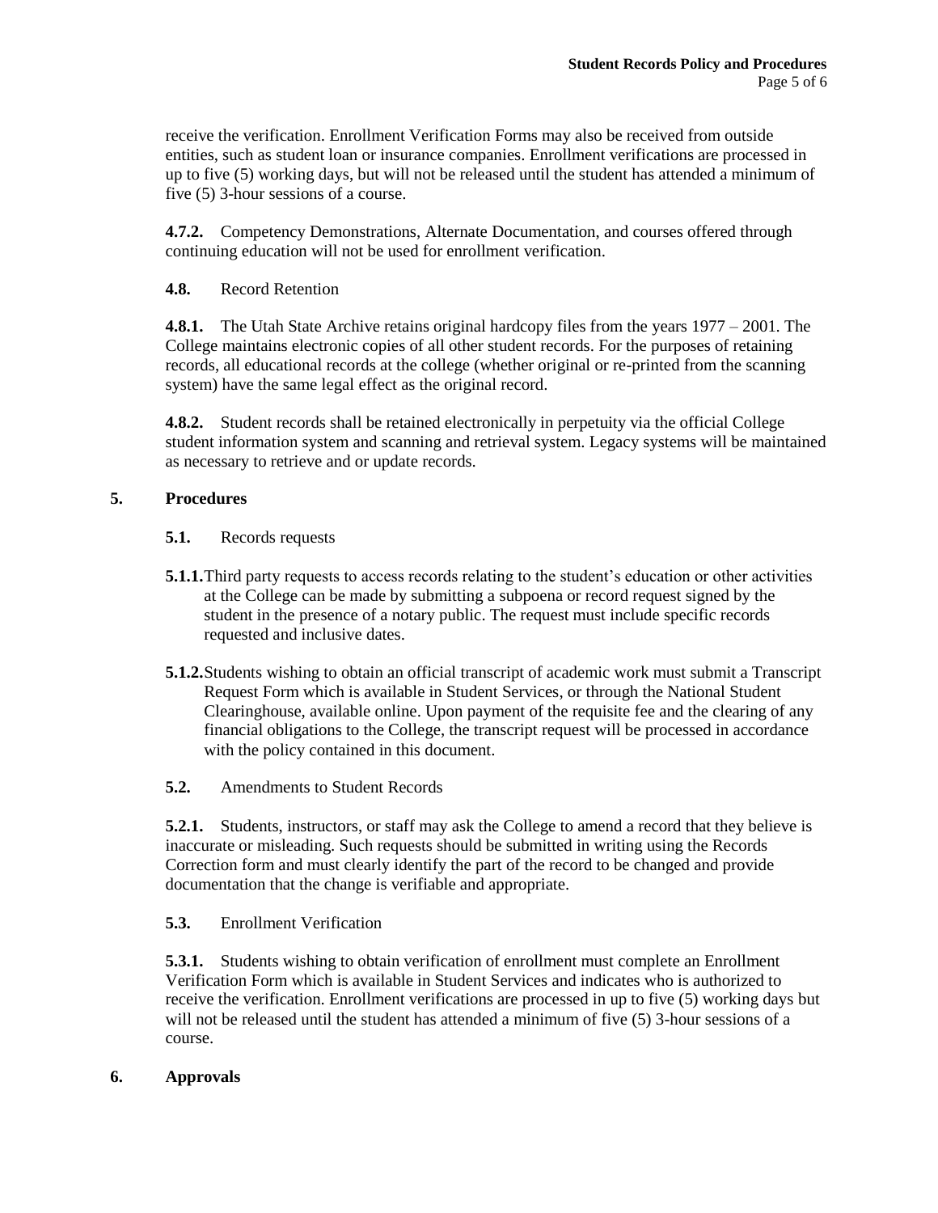receive the verification. Enrollment Verification Forms may also be received from outside entities, such as student loan or insurance companies. Enrollment verifications are processed in up to five (5) working days, but will not be released until the student has attended a minimum of five (5) 3-hour sessions of a course.

**4.7.2.** Competency Demonstrations, Alternate Documentation, and courses offered through continuing education will not be used for enrollment verification.

**4.8.** Record Retention

**4.8.1.** The Utah State Archive retains original hardcopy files from the years 1977 – 2001. The College maintains electronic copies of all other student records. For the purposes of retaining records, all educational records at the college (whether original or re-printed from the scanning system) have the same legal effect as the original record.

**4.8.2.** Student records shall be retained electronically in perpetuity via the official College student information system and scanning and retrieval system. Legacy systems will be maintained as necessary to retrieve and or update records.

## 5. Procedures

**5.1.** Records requests

**5.1.1.** Third party requests to access records relating to the student's education or other activities at the College can be made by submitting a subpoena or record request signed by the student in the presence of a notary public. The request must include specific records requested and inclusive dates.

**5.1.2.** Students wishing to obtain an official transcript of academic work must submit a Transcript Request Form which is available in Student Services, or through the National Student Clearinghouse, available online. Upon payment of the requisite fee and the clearing of any financial obligations to the College, the transcript request will be processed in accordance with the policy contained in this document.

**5.2.** Amendments to Student Records

**5.2.1.** Students, instructors, or staff may ask the College to amend a record that they believe is inaccurate or misleading. Such requests should be submitted in writing using the Records Correction form and must clearly identify the part of the record to be changed and provide documentation that the change is verifiable and appropriate.

**5.3.** Enrollment Verification

**5.3.1.** Students wishing to obtain verification of enrollment must complete an Enrollment Verification Form which is available in Student Services and indicates who is authorized to receive the verification. Enrollment verifications are processed in up to five (5) working days but will not be released until the student has attended a minimum of five (5) 3-hour sessions of a course.

## 6. Approvals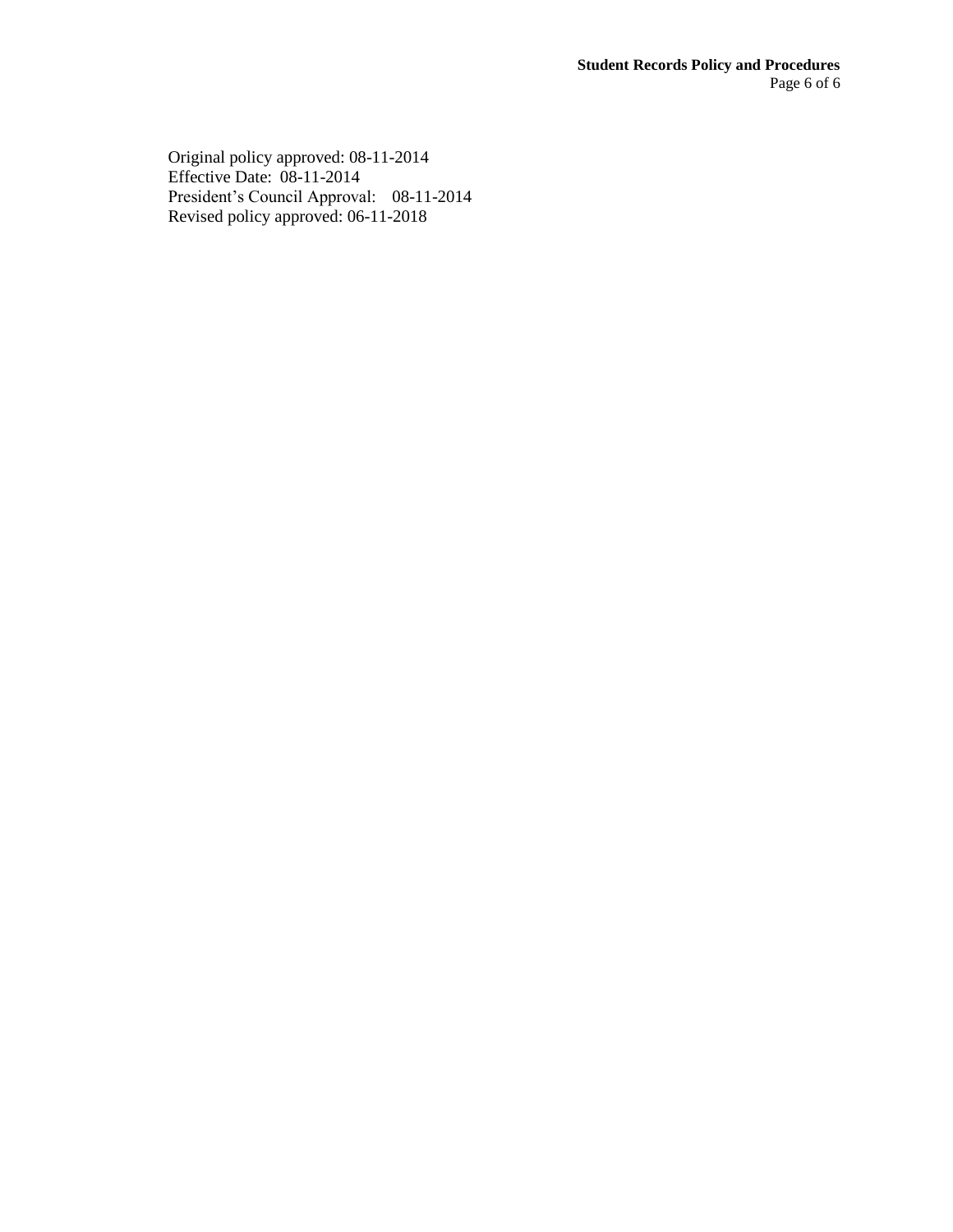Original policy approved: 08-11-2014
Effective Date: 08-11-2014
President's Council Approval: 08-11-2014
Revised policy approved: 06-11-2018